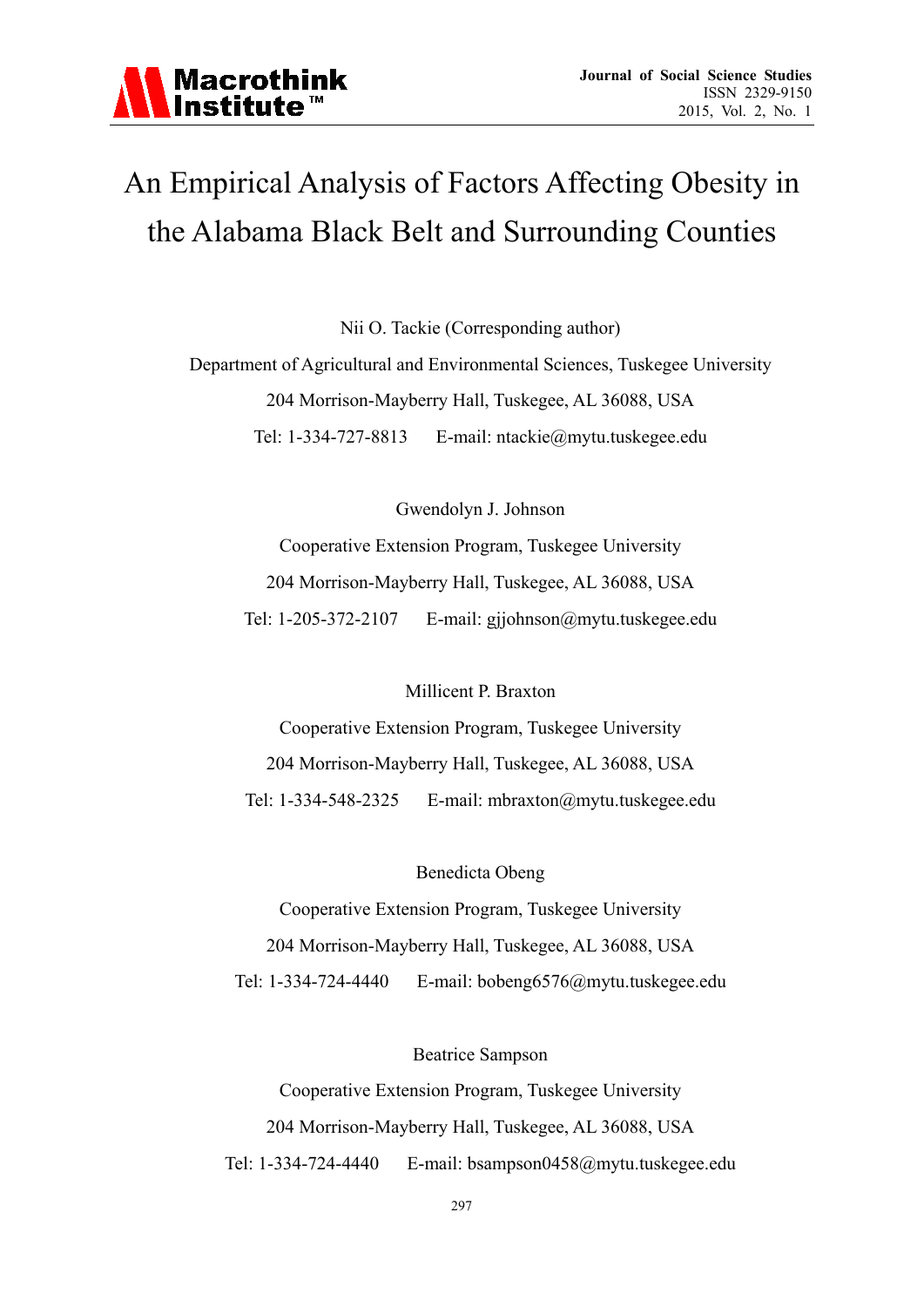# An Empirical Analysis of Factors Affecting Obesity in the Alabama Black Belt and Surrounding Counties

Nii O. Tackie (Corresponding author)

Department of Agricultural and Environmental Sciences, Tuskegee University

204 Morrison-Mayberry Hall, Tuskegee, AL 36088, USA

Tel: 1-334-727-8813 E-mail: ntackie@mytu.tuskegee.edu

Gwendolyn J. Johnson

Cooperative Extension Program, Tuskegee University

204 Morrison-Mayberry Hall, Tuskegee, AL 36088, USA

Tel: 1-205-372-2107 E-mail: gjjohnson@mytu.tuskegee.edu

Millicent P. Braxton

Cooperative Extension Program, Tuskegee University

204 Morrison-Mayberry Hall, Tuskegee, AL 36088, USA

Tel: 1-334-548-2325 E-mail: mbraxton@mytu.tuskegee.edu

Benedicta Obeng

Cooperative Extension Program, Tuskegee University

204 Morrison-Mayberry Hall, Tuskegee, AL 36088, USA

Tel: 1-334-724-4440 E-mail: bobeng6576@mytu.tuskegee.edu

Beatrice Sampson

Cooperative Extension Program, Tuskegee University

204 Morrison-Mayberry Hall, Tuskegee, AL 36088, USA

Tel: 1-334-724-4440 E-mail: bsampson0458@mytu.tuskegee.edu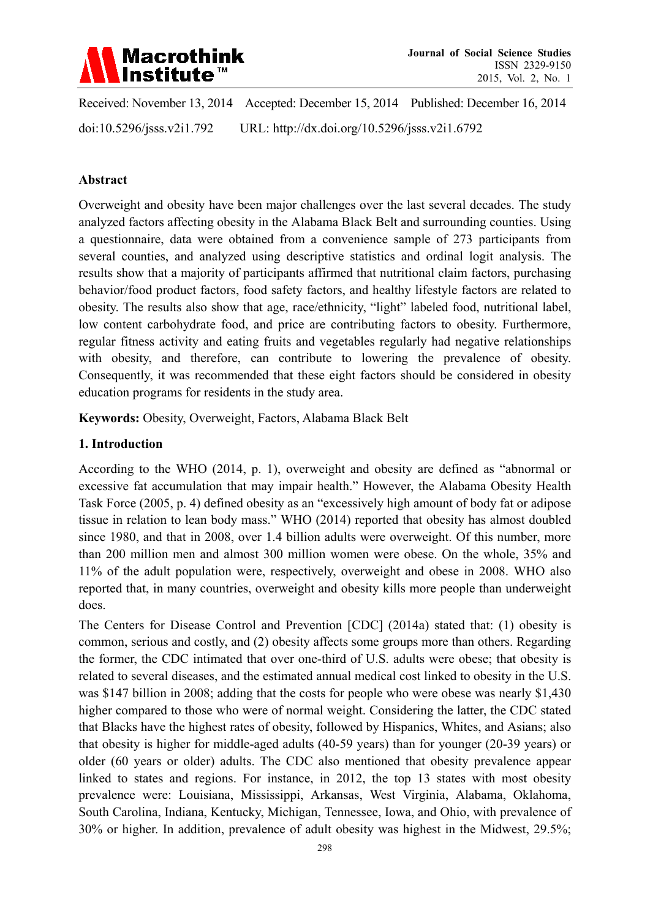Received: November 13, 2014 Accepted: December 15, 2014 Published: December 16, 2014

doi:10.5296/jss.v2i1.792 URL: http://dx.doi.org/10.5296/jss.v2i1.6792

### Abstract

Overweight and obesity have been major challenges over the last several decades. The study analyzed factors affecting obesity in the Alabama Black Belt and surrounding counties. Using a questionnaire, data were obtained from a convenience sample of 273 participants from several counties, and analyzed using descriptive statistics and ordinal logit analysis. The results show that a majority of participants affirmed that nutritional claim factors, purchasing behavior/food product factors, food safety factors, and healthy lifestyle factors are related to obesity. The results also show that age, race/ethnicity, "light" labeled food, nutritional label, low content carbohydrate food, and price are contributing factors to obesity. Furthermore, regular fitness activity and eating fruits and vegetables regularly had negative relationships with obesity, and therefore, can contribute to lowering the prevalence of obesity. Consequently, it was recommended that these eight factors should be considered in obesity education programs for residents in the study area.

**Keywords:** Obesity, Overweight, Factors, Alabama Black Belt

## 1. Introduction

According to the WHO (2014, p. 1), overweight and obesity are defined as "abnormal or excessive fat accumulation that may impair health." However, the Alabama Obesity Health Task Force (2005, p. 4) defined obesity as an "excessively high amount of body fat or adipose tissue in relation to lean body mass." WHO (2014) reported that obesity has almost doubled since 1980, and that in 2008, over 1.4 billion adults were overweight. Of this number, more than 200 million men and almost 300 million women were obese. On the whole, 35% and 11% of the adult population were, respectively, overweight and obese in 2008. WHO also reported that, in many countries, overweight and obesity kills more people than underweight does.

The Centers for Disease Control and Prevention [CDC] (2014a) stated that: (1) obesity is common, serious and costly, and (2) obesity affects some groups more than others. Regarding the former, the CDC intimated that over one-third of U.S. adults were obese; that obesity is related to several diseases, and the estimated annual medical cost linked to obesity in the U.S. was $147 billion in 2008; adding that the costs for people who were obese was nearly $1,430 higher compared to those who were of normal weight. Considering the latter, the CDC stated that Blacks have the highest rates of obesity, followed by Hispanics, Whites, and Asians; also that obesity is higher for middle-aged adults (40-59 years) than for younger (20-39 years) or older (60 years or older) adults. The CDC also mentioned that obesity prevalence appear linked to states and regions. For instance, in 2012, the top 13 states with most obesity prevalence were: Louisiana, Mississippi, Arkansas, West Virginia, Alabama, Oklahoma, South Carolina, Indiana, Kentucky, Michigan, Tennessee, Iowa, and Ohio, with prevalence of 30% or higher. In addition, prevalence of adult obesity was highest in the Midwest, 29.5%;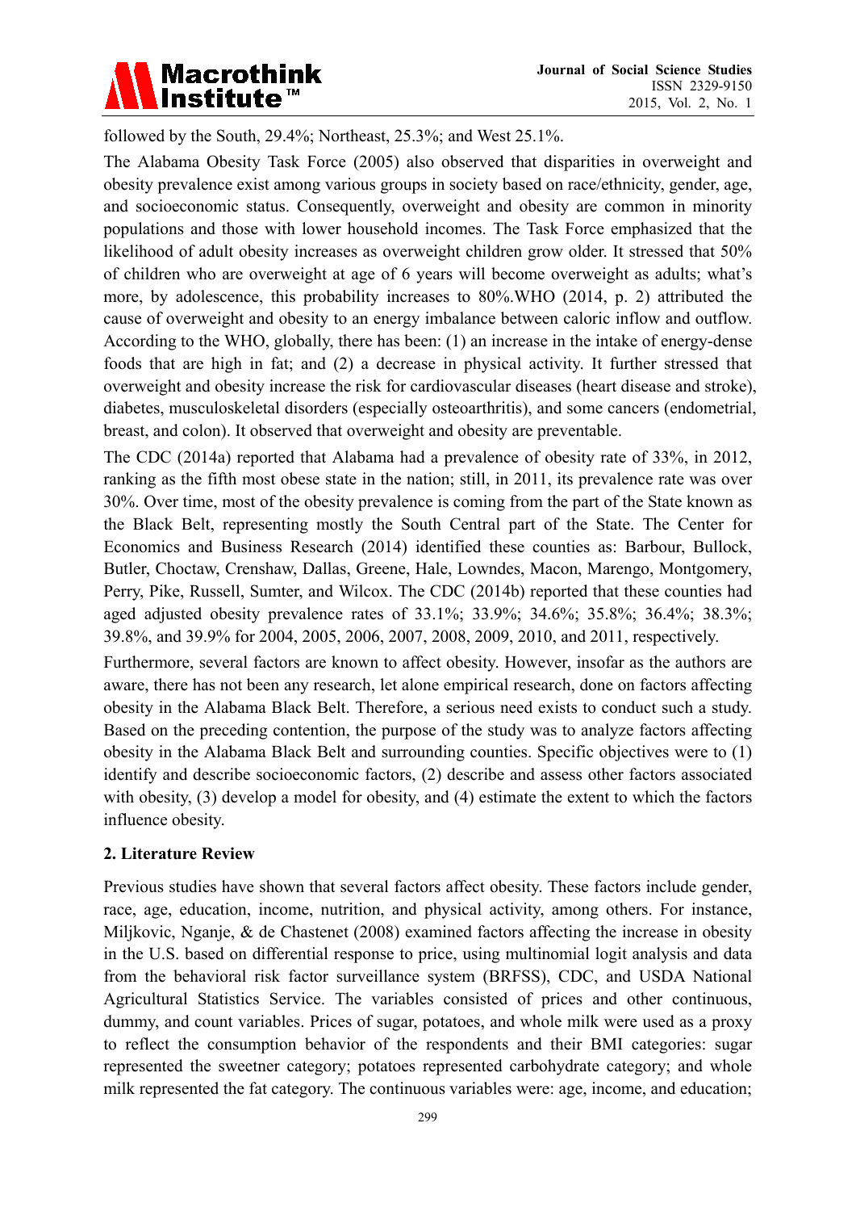followed by the South, 29.4%; Northeast, 25.3%; and West 25.1%.

The Alabama Obesity Task Force (2005) also observed that disparities in overweight and obesity prevalence exist among various groups in society based on race/ethnicity, gender, age, and socioeconomic status. Consequently, overweight and obesity are common in minority populations and those with lower household incomes. The Task Force emphasized that the likelihood of adult obesity increases as overweight children grow older. It stressed that 50% of children who are overweight at age of 6 years will become overweight as adults; what's more, by adolescence, this probability increases to 80%.WHO (2014, p. 2) attributed the cause of overweight and obesity to an energy imbalance between caloric inflow and outflow. According to the WHO, globally, there has been: (1) an increase in the intake of energy-dense foods that are high in fat; and (2) a decrease in physical activity. It further stressed that overweight and obesity increase the risk for cardiovascular diseases (heart disease and stroke), diabetes, musculoskeletal disorders (especially osteoarthritis), and some cancers (endometrial, breast, and colon). It observed that overweight and obesity are preventable.

The CDC (2014a) reported that Alabama had a prevalence of obesity rate of 33%, in 2012, ranking as the fifth most obese state in the nation; still, in 2011, its prevalence rate was over 30%. Over time, most of the obesity prevalence is coming from the part of the State known as the Black Belt, representing mostly the South Central part of the State. The Center for Economics and Business Research (2014) identified these counties as: Barbour, Bullock, Butler, Choctaw, Crenshaw, Dallas, Greene, Hale, Lowndes, Macon, Marengo, Montgomery, Perry, Pike, Russell, Sumter, and Wilcox. The CDC (2014b) reported that these counties had aged adjusted obesity prevalence rates of 33.1%; 33.9%; 34.6%; 35.8%; 36.4%; 38.3%; 39.8%, and 39.9% for 2004, 2005, 2006, 2007, 2008, 2009, 2010, and 2011, respectively.

Furthermore, several factors are known to affect obesity. However, insofar as the authors are aware, there has not been any research, let alone empirical research, done on factors affecting obesity in the Alabama Black Belt. Therefore, a serious need exists to conduct such a study. Based on the preceding contention, the purpose of the study was to analyze factors affecting obesity in the Alabama Black Belt and surrounding counties. Specific objectives were to (1) identify and describe socioeconomic factors, (2) describe and assess other factors associated with obesity, (3) develop a model for obesity, and (4) estimate the extent to which the factors influence obesity.

## 2. Literature Review

Previous studies have shown that several factors affect obesity. These factors include gender, race, age, education, income, nutrition, and physical activity, among others. For instance, Miljkovic, Nganje, & de Chastenet (2008) examined factors affecting the increase in obesity in the U.S. based on differential response to price, using multinomial logit analysis and data from the behavioral risk factor surveillance system (BRFSS), CDC, and USDA National Agricultural Statistics Service. The variables consisted of prices and other continuous, dummy, and count variables. Prices of sugar, potatoes, and whole milk were used as a proxy to reflect the consumption behavior of the respondents and their BMI categories: sugar represented the sweetner category; potatoes represented carbohydrate category; and whole milk represented the fat category. The continuous variables were: age, income, and education;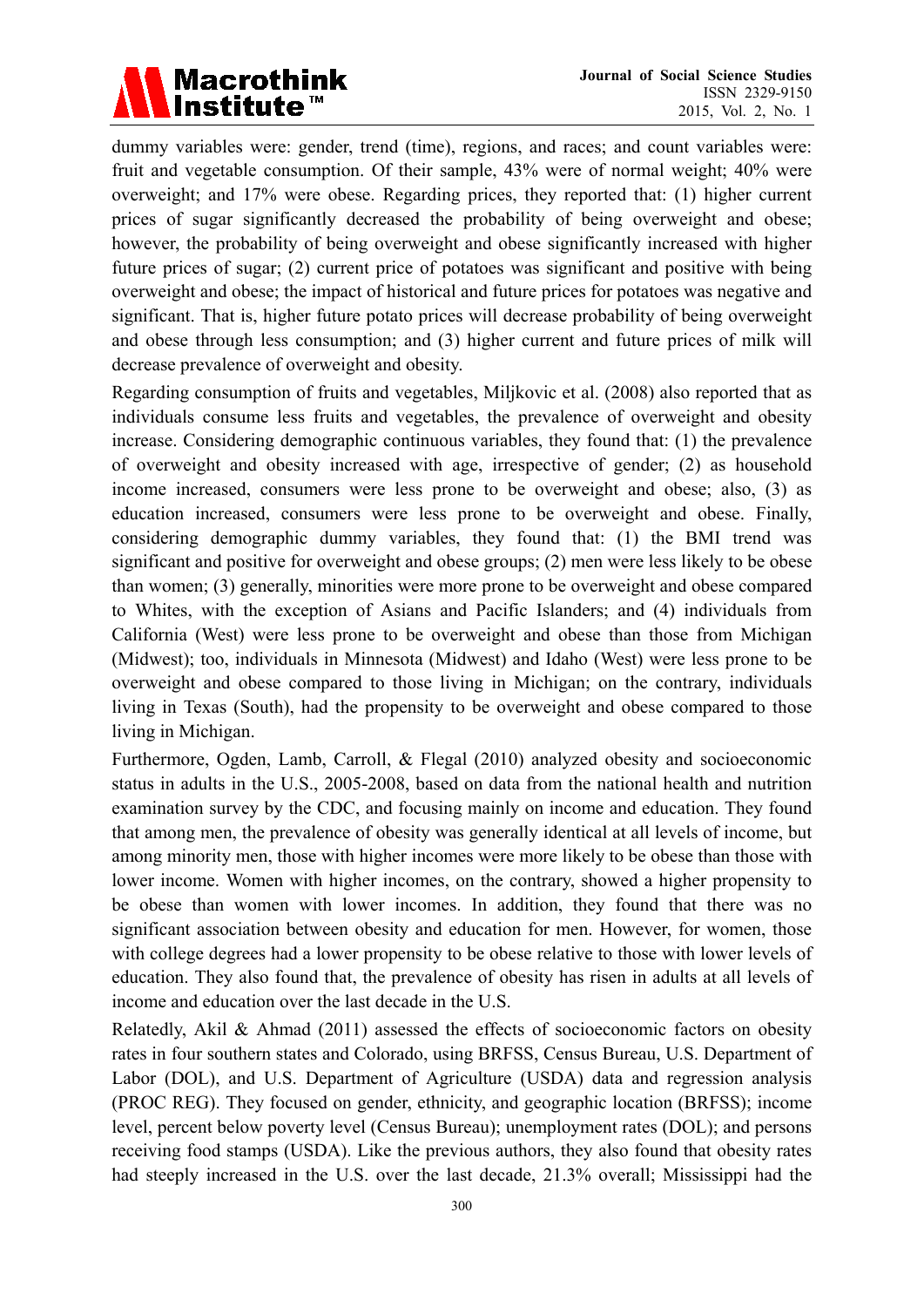dummy variables were: gender, trend (time), regions, and races; and count variables were: fruit and vegetable consumption. Of their sample, 43% were of normal weight; 40% were overweight; and 17% were obese. Regarding prices, they reported that: (1) higher current prices of sugar significantly decreased the probability of being overweight and obese; however, the probability of being overweight and obese significantly increased with higher future prices of sugar; (2) current price of potatoes was significant and positive with being overweight and obese; the impact of historical and future prices for potatoes was negative and significant. That is, higher future potato prices will decrease probability of being overweight and obese through less consumption; and (3) higher current and future prices of milk will decrease prevalence of overweight and obesity.

Regarding consumption of fruits and vegetables, Miljkovic et al. (2008) also reported that as individuals consume less fruits and vegetables, the prevalence of overweight and obesity increase. Considering demographic continuous variables, they found that: (1) the prevalence of overweight and obesity increased with age, irrespective of gender; (2) as household income increased, consumers were less prone to be overweight and obese; also, (3) as education increased, consumers were less prone to be overweight and obese. Finally, considering demographic dummy variables, they found that: (1) the BMI trend was significant and positive for overweight and obese groups; (2) men were less likely to be obese than women; (3) generally, minorities were more prone to be overweight and obese compared to Whites, with the exception of Asians and Pacific Islanders; and (4) individuals from California (West) were less prone to be overweight and obese than those from Michigan (Midwest); too, individuals in Minnesota (Midwest) and Idaho (West) were less prone to be overweight and obese compared to those living in Michigan; on the contrary, individuals living in Texas (South), had the propensity to be overweight and obese compared to those living in Michigan.

Furthermore, Ogden, Lamb, Carroll, & Flegal (2010) analyzed obesity and socioeconomic status in adults in the U.S., 2005-2008, based on data from the national health and nutrition examination survey by the CDC, and focusing mainly on income and education. They found that among men, the prevalence of obesity was generally identical at all levels of income, but among minority men, those with higher incomes were more likely to be obese than those with lower income. Women with higher incomes, on the contrary, showed a higher propensity to be obese than women with lower incomes. In addition, they found that there was no significant association between obesity and education for men. However, for women, those with college degrees had a lower propensity to be obese relative to those with lower levels of education. They also found that, the prevalence of obesity has risen in adults at all levels of income and education over the last decade in the U.S.

Relatedly, Akil & Ahmad (2011) assessed the effects of socioeconomic factors on obesity rates in four southern states and Colorado, using BRFSS, Census Bureau, U.S. Department of Labor (DOL), and U.S. Department of Agriculture (USDA) data and regression analysis (PROC REG). They focused on gender, ethnicity, and geographic location (BRFSS); income level, percent below poverty level (Census Bureau); unemployment rates (DOL); and persons receiving food stamps (USDA). Like the previous authors, they also found that obesity rates had steeply increased in the U.S. over the last decade, 21.3% overall; Mississippi had the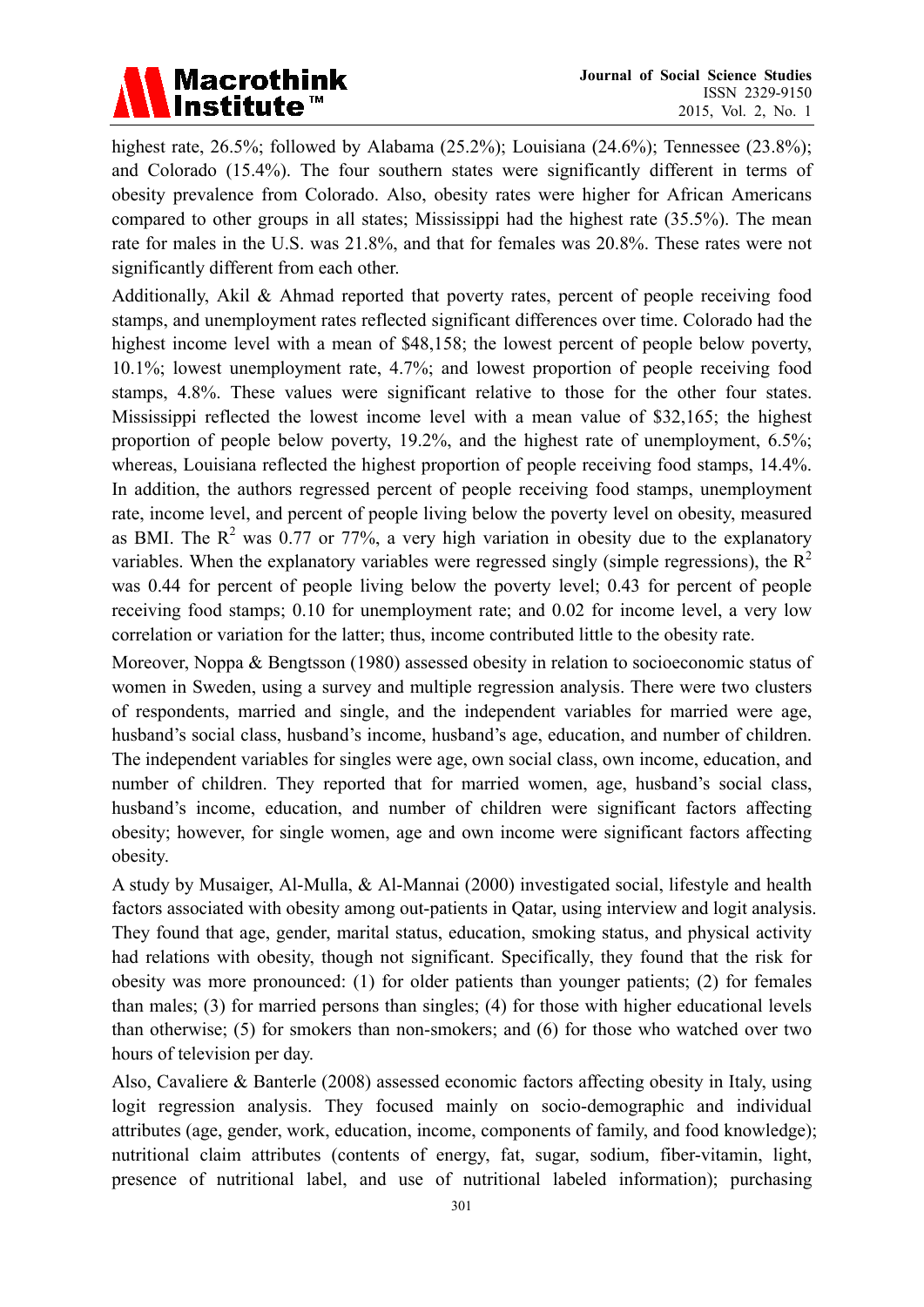highest rate, 26.5%; followed by Alabama (25.2%); Louisiana (24.6%); Tennessee (23.8%); and Colorado (15.4%). The four southern states were significantly different in terms of obesity prevalence from Colorado. Also, obesity rates were higher for African Americans compared to other groups in all states; Mississippi had the highest rate (35.5%). The mean rate for males in the U.S. was 21.8%, and that for females was 20.8%. These rates were not significantly different from each other.

Additionally, Akil & Ahmad reported that poverty rates, percent of people receiving food stamps, and unemployment rates reflected significant differences over time. Colorado had the highest income level with a mean of \$48,158; the lowest percent of people below poverty, 10.1%; lowest unemployment rate, 4.7%; and lowest proportion of people receiving food stamps, 4.8%. These values were significant relative to those for the other four states. Mississippi reflected the lowest income level with a mean value of \$32,165; the highest proportion of people below poverty, 19.2%, and the highest rate of unemployment, 6.5%; whereas, Louisiana reflected the highest proportion of people receiving food stamps, 14.4%. In addition, the authors regressed percent of people receiving food stamps, unemployment rate, income level, and percent of people living below the poverty level on obesity, measured as BMI. The $R^2$ was 0.77 or 77%, a very high variation in obesity due to the explanatory variables. When the explanatory variables were regressed singly (simple regressions), the $R^2$ was 0.44 for percent of people living below the poverty level; 0.43 for percent of people receiving food stamps; 0.10 for unemployment rate; and 0.02 for income level, a very low correlation or variation for the latter; thus, income contributed little to the obesity rate.

Moreover, Noppa & Bengtsson (1980) assessed obesity in relation to socioeconomic status of women in Sweden, using a survey and multiple regression analysis. There were two clusters of respondents, married and single, and the independent variables for married were age, husband's social class, husband's income, husband's age, education, and number of children. The independent variables for singles were age, own social class, own income, education, and number of children. They reported that for married women, age, husband's social class, husband's income, education, and number of children were significant factors affecting obesity; however, for single women, age and own income were significant factors affecting obesity.

A study by Musaiger, Al-Mulla, & Al-Mannai (2000) investigated social, lifestyle and health factors associated with obesity among out-patients in Qatar, using interview and logit analysis. They found that age, gender, marital status, education, smoking status, and physical activity had relations with obesity, though not significant. Specifically, they found that the risk for obesity was more pronounced: (1) for older patients than younger patients; (2) for females than males; (3) for married persons than singles; (4) for those with higher educational levels than otherwise; (5) for smokers than non-smokers; and (6) for those who watched over two hours of television per day.

Also, Cavaliere & Banterle (2008) assessed economic factors affecting obesity in Italy, using logit regression analysis. They focused mainly on socio-demographic and individual attributes (age, gender, work, education, income, components of family, and food knowledge); nutritional claim attributes (contents of energy, fat, sugar, sodium, fiber-vitamin, light, presence of nutritional label, and use of nutritional labeled information); purchasing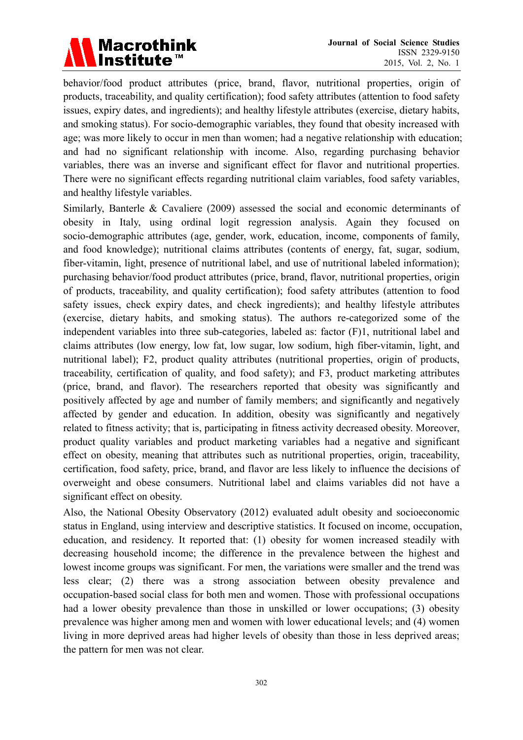behavior/food product attributes (price, brand, flavor, nutritional properties, origin of products, traceability, and quality certification); food safety attributes (attention to food safety issues, expiry dates, and ingredients); and healthy lifestyle attributes (exercise, dietary habits, and smoking status). For socio-demographic variables, they found that obesity increased with age; was more likely to occur in men than women; had a negative relationship with education; and had no significant relationship with income. Also, regarding purchasing behavior variables, there was an inverse and significant effect for flavor and nutritional properties. There were no significant effects regarding nutritional claim variables, food safety variables, and healthy lifestyle variables.

Similarly, Banterle & Cavaliere (2009) assessed the social and economic determinants of obesity in Italy, using ordinal logit regression analysis. Again they focused on socio-demographic attributes (age, gender, work, education, income, components of family, and food knowledge); nutritional claims attributes (contents of energy, fat, sugar, sodium, fiber-vitamin, light, presence of nutritional label, and use of nutritional labeled information); purchasing behavior/food product attributes (price, brand, flavor, nutritional properties, origin of products, traceability, and quality certification); food safety attributes (attention to food safety issues, check expiry dates, and check ingredients); and healthy lifestyle attributes (exercise, dietary habits, and smoking status). The authors re-categorized some of the independent variables into three sub-categories, labeled as: factor (F)1, nutritional label and claims attributes (low energy, low fat, low sugar, low sodium, high fiber-vitamin, light, and nutritional label); F2, product quality attributes (nutritional properties, origin of products, traceability, certification of quality, and food safety); and F3, product marketing attributes (price, brand, and flavor). The researchers reported that obesity was significantly and positively affected by age and number of family members; and significantly and negatively affected by gender and education. In addition, obesity was significantly and negatively related to fitness activity; that is, participating in fitness activity decreased obesity. Moreover, product quality variables and product marketing variables had a negative and significant effect on obesity, meaning that attributes such as nutritional properties, origin, traceability, certification, food safety, price, brand, and flavor are less likely to influence the decisions of overweight and obese consumers. Nutritional label and claims variables did not have a significant effect on obesity.

Also, the National Obesity Observatory (2012) evaluated adult obesity and socioeconomic status in England, using interview and descriptive statistics. It focused on income, occupation, education, and residency. It reported that: (1) obesity for women increased steadily with decreasing household income; the difference in the prevalence between the highest and lowest income groups was significant. For men, the variations were smaller and the trend was less clear; (2) there was a strong association between obesity prevalence and occupation-based social class for both men and women. Those with professional occupations had a lower obesity prevalence than those in unskilled or lower occupations; (3) obesity prevalence was higher among men and women with lower educational levels; and (4) women living in more deprived areas had higher levels of obesity than those in less deprived areas; the pattern for men was not clear.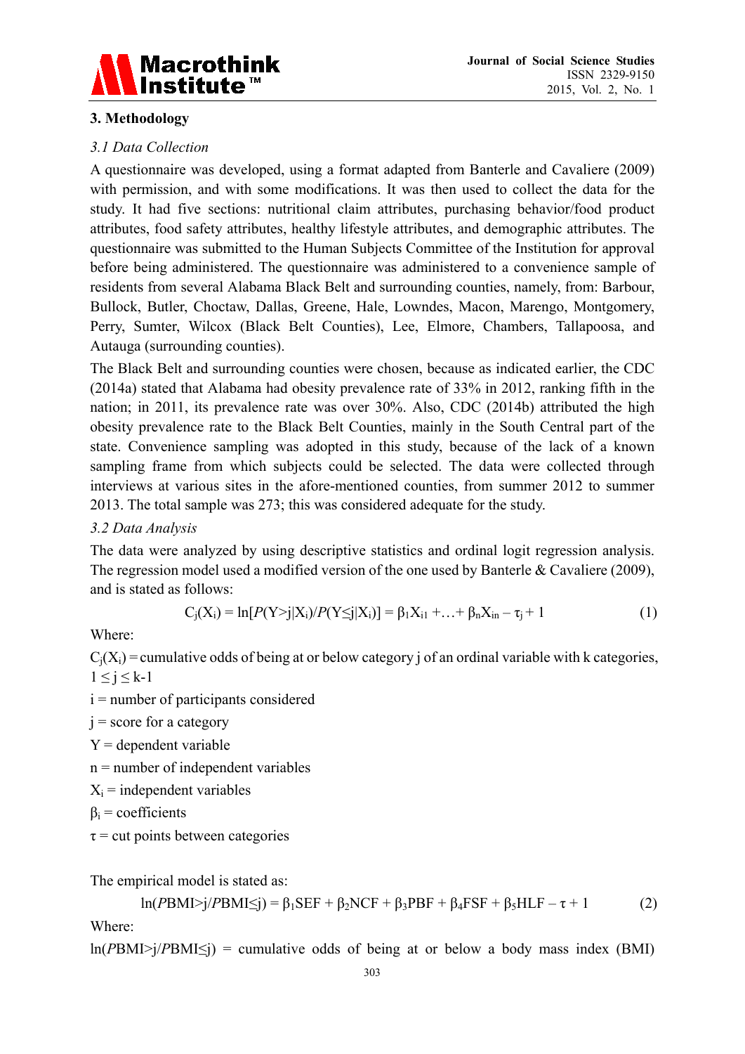## 3. Methodology

### *3.1 Data Collection*

A questionnaire was developed, using a format adapted from Banterle and Cavaliere (2009) with permission, and with some modifications. It was then used to collect the data for the study. It had five sections: nutritional claim attributes, purchasing behavior/food product attributes, food safety attributes, healthy lifestyle attributes, and demographic attributes. The questionnaire was submitted to the Human Subjects Committee of the Institution for approval before being administered. The questionnaire was administered to a convenience sample of residents from several Alabama Black Belt and surrounding counties, namely, from: Barbour, Bullock, Butler, Choctaw, Dallas, Greene, Hale, Lowndes, Macon, Marengo, Montgomery, Perry, Sumter, Wilcox (Black Belt Counties), Lee, Elmore, Chambers, Tallapoosa, and Autauga (surrounding counties).

The Black Belt and surrounding counties were chosen, because as indicated earlier, the CDC (2014a) stated that Alabama had obesity prevalence rate of 33% in 2012, ranking fifth in the nation; in 2011, its prevalence rate was over 30%. Also, CDC (2014b) attributed the high obesity prevalence rate to the Black Belt Counties, mainly in the South Central part of the state. Convenience sampling was adopted in this study, because of the lack of a known sampling frame from which subjects could be selected. The data were collected through interviews at various sites in the afore-mentioned counties, from summer 2012 to summer 2013. The total sample was 273; this was considered adequate for the study.

### *3.2 Data Analysis*

The data were analyzed by using descriptive statistics and ordinal logit regression analysis. The regression model used a modified version of the one used by Banterle & Cavaliere (2009), and is stated as follows:

$$C_j(X_i) = \ln[P(Y>j|X_i)/P(Y \leq j|X_i)] = \beta_1 X_{i1} + \ldots + \beta_n X_{in} - \tau_j + 1 \qquad (1)$$

Where:

$C_j(X_i)$ = cumulative odds of being at or below category j of an ordinal variable with k categories, $1 \leq j \leq k\text{-}1$

i = number of participants considered

j = score for a category

Y = dependent variable

n = number of independent variables

$X_i$ = independent variables

$\beta_i$ = coefficients

$\tau$ = cut points between categories

The empirical model is stated as:

$$\ln(PBMI>j/PBMI \leq j) = \beta_1 SEF + \beta_2 NCF + \beta_3 PBF + \beta_4 FSF + \beta_5 HLF - \tau + 1 \qquad (2)$$

Where:

$\ln(PBMI>j/PBMI \leq j)$ = cumulative odds of being at or below a body mass index (BMI)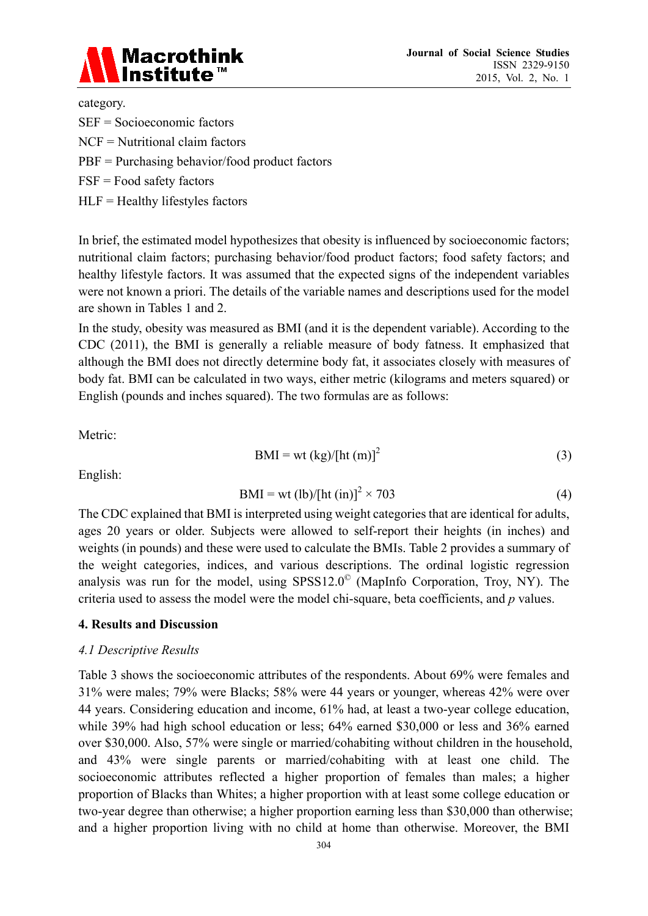category.

SEF = Socioeconomic factors

NCF = Nutritional claim factors

PBF = Purchasing behavior/food product factors

FSF = Food safety factors

HLF = Healthy lifestyles factors

In brief, the estimated model hypothesizes that obesity is influenced by socioeconomic factors; nutritional claim factors; purchasing behavior/food product factors; food safety factors; and healthy lifestyle factors. It was assumed that the expected signs of the independent variables were not known a priori. The details of the variable names and descriptions used for the model are shown in Tables 1 and 2.

In the study, obesity was measured as BMI (and it is the dependent variable). According to the CDC (2011), the BMI is generally a reliable measure of body fatness. It emphasized that although the BMI does not directly determine body fat, it associates closely with measures of body fat. BMI can be calculated in two ways, either metric (kilograms and meters squared) or English (pounds and inches squared). The two formulas are as follows:

Metric:

$$\text{BMI} = \text{wt (kg)}/[\text{ht (m)}]^2 \tag{3}$$

English:

$$\text{BMI} = \text{wt (lb)}/[\text{ht (in)}]^2 \times 703 \tag{4}$$

The CDC explained that BMI is interpreted using weight categories that are identical for adults, ages 20 years or older. Subjects were allowed to self-report their heights (in inches) and weights (in pounds) and these were used to calculate the BMIs. Table 2 provides a summary of the weight categories, indices, and various descriptions. The ordinal logistic regression analysis was run for the model, using SPSS12.0© (MapInfo Corporation, Troy, NY). The criteria used to assess the model were the model chi-square, beta coefficients, and *p* values.

## 4. Results and Discussion

### *4.1 Descriptive Results*

Table 3 shows the socioeconomic attributes of the respondents. About 69% were females and 31% were males; 79% were Blacks; 58% were 44 years or younger, whereas 42% were over 44 years. Considering education and income, 61% had, at least a two-year college education, while 39% had high school education or less; 64% earned $30,000 or less and 36% earned over $30,000. Also, 57% were single or married/cohabiting without children in the household, and 43% were single parents or married/cohabiting with at least one child. The socioeconomic attributes reflected a higher proportion of females than males; a higher proportion of Blacks than Whites; a higher proportion with at least some college education or two-year degree than otherwise; a higher proportion earning less than $30,000 than otherwise; and a higher proportion living with no child at home than otherwise. Moreover, the BMI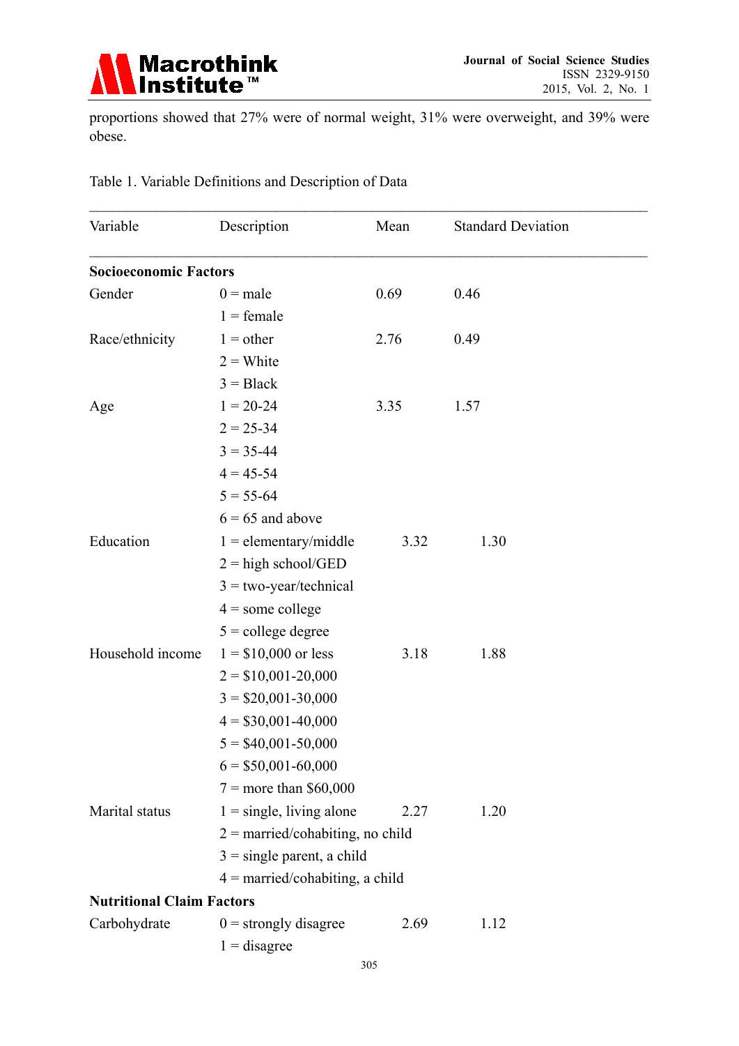proportions showed that 27% were of normal weight, 31% were overweight, and 39% were obese.

Table 1. Variable Definitions and Description of Data

| Variable | Description | Mean | Standard Deviation |
|---|---|---|---|
| **Socioeconomic Factors** | | | |
| Gender | 0 = male | 0.69 | 0.46 |
| | 1 = female | | |
| Race/ethnicity | 1 = other | 2.76 | 0.49 |
| | 2 = White | | |
| | 3 = Black | | |
| Age | 1 = 20-24 | 3.35 | 1.57 |
| | 2 = 25-34 | | |
| | 3 = 35-44 | | |
| | 4 = 45-54 | | |
| | 5 = 55-64 | | |
| | 6 = 65 and above | | |
| Education | 1 = elementary/middle | 3.32 | 1.30 |
| | 2 = high school/GED | | |
| | 3 = two-year/technical | | |
| | 4 = some college | | |
| | 5 = college degree | | |
| Household income | 1 = $10,000 or less | 3.18 | 1.88 |
| | 2 = $10,001-20,000 | | |
| | 3 = $20,001-30,000 | | |
| | 4 = $30,001-40,000 | | |
| | 5 = $40,001-50,000 | | |
| | 6 = $50,001-60,000 | | |
| | 7 = more than $60,000 | | |
| Marital status | 1 = single, living alone | 2.27 | 1.20 |
| | 2 = married/cohabiting, no child | | |
| | 3 = single parent, a child | | |
| | 4 = married/cohabiting, a child | | |
| **Nutritional Claim Factors** | | | |
| Carbohydrate | 0 = strongly disagree | 2.69 | 1.12 |
| | 1 = disagree | | |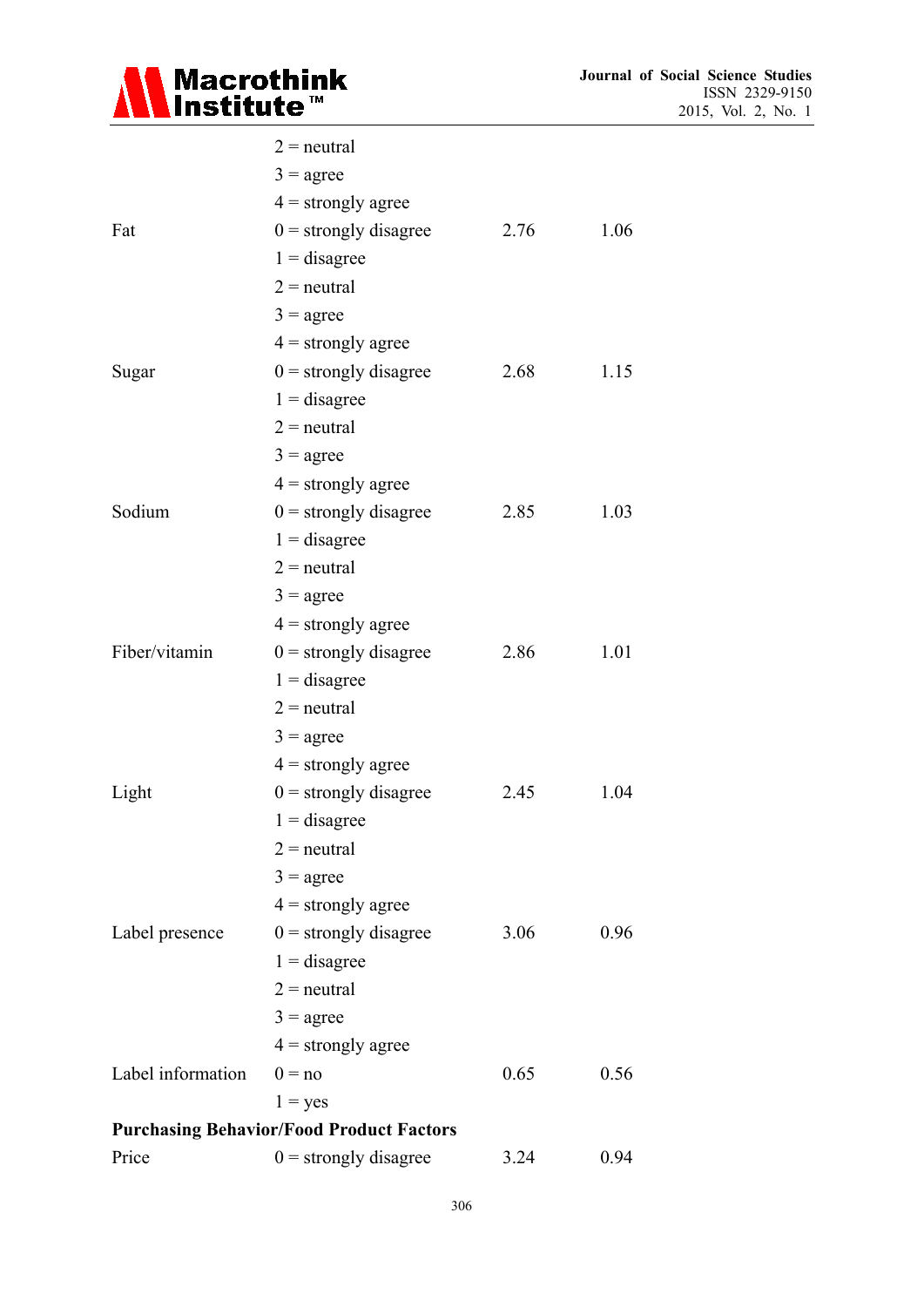| | | | |
|---|---|---|---|
| | 2 = neutral | | |
| | 3 = agree | | |
| | 4 = strongly agree | | |
| Fat | 0 = strongly disagree | 2.76 | 1.06 |
| | 1 = disagree | | |
| | 2 = neutral | | |
| | 3 = agree | | |
| | 4 = strongly agree | | |
| Sugar | 0 = strongly disagree | 2.68 | 1.15 |
| | 1 = disagree | | |
| | 2 = neutral | | |
| | 3 = agree | | |
| | 4 = strongly agree | | |
| Sodium | 0 = strongly disagree | 2.85 | 1.03 |
| | 1 = disagree | | |
| | 2 = neutral | | |
| | 3 = agree | | |
| | 4 = strongly agree | | |
| Fiber/vitamin | 0 = strongly disagree | 2.86 | 1.01 |
| | 1 = disagree | | |
| | 2 = neutral | | |
| | 3 = agree | | |
| | 4 = strongly agree | | |
| Light | 0 = strongly disagree | 2.45 | 1.04 |
| | 1 = disagree | | |
| | 2 = neutral | | |
| | 3 = agree | | |
| | 4 = strongly agree | | |
| Label presence | 0 = strongly disagree | 3.06 | 0.96 |
| | 1 = disagree | | |
| | 2 = neutral | | |
| | 3 = agree | | |
| | 4 = strongly agree | | |
| Label information | 0 = no | 0.65 | 0.56 |
| | 1 = yes | | |
| **Purchasing Behavior/Food Product Factors** | | | |
| Price | 0 = strongly disagree | 3.24 | 0.94 |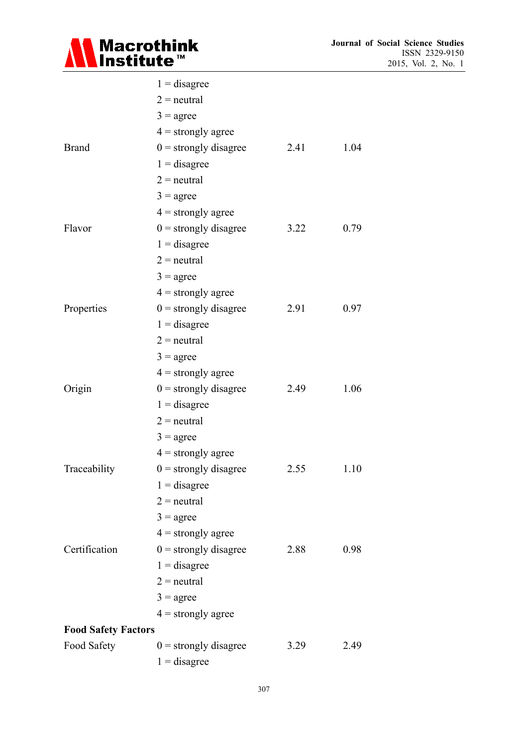| | | | |
|---|---|---|---|
| | 1 = disagree | | |
| | 2 = neutral | | |
| | 3 = agree | | |
| | 4 = strongly agree | | |
| Brand | 0 = strongly disagree | 2.41 | 1.04 |
| | 1 = disagree | | |
| | 2 = neutral | | |
| | 3 = agree | | |
| | 4 = strongly agree | | |
| Flavor | 0 = strongly disagree | 3.22 | 0.79 |
| | 1 = disagree | | |
| | 2 = neutral | | |
| | 3 = agree | | |
| | 4 = strongly agree | | |
| Properties | 0 = strongly disagree | 2.91 | 0.97 |
| | 1 = disagree | | |
| | 2 = neutral | | |
| | 3 = agree | | |
| | 4 = strongly agree | | |
| Origin | 0 = strongly disagree | 2.49 | 1.06 |
| | 1 = disagree | | |
| | 2 = neutral | | |
| | 3 = agree | | |
| | 4 = strongly agree | | |
| Traceability | 0 = strongly disagree | 2.55 | 1.10 |
| | 1 = disagree | | |
| | 2 = neutral | | |
| | 3 = agree | | |
| | 4 = strongly agree | | |
| Certification | 0 = strongly disagree | 2.88 | 0.98 |
| | 1 = disagree | | |
| | 2 = neutral | | |
| | 3 = agree | | |
| | 4 = strongly agree | | |
| **Food Safety Factors** | | | |
| Food Safety | 0 = strongly disagree | 3.29 | 2.49 |
| | 1 = disagree | | |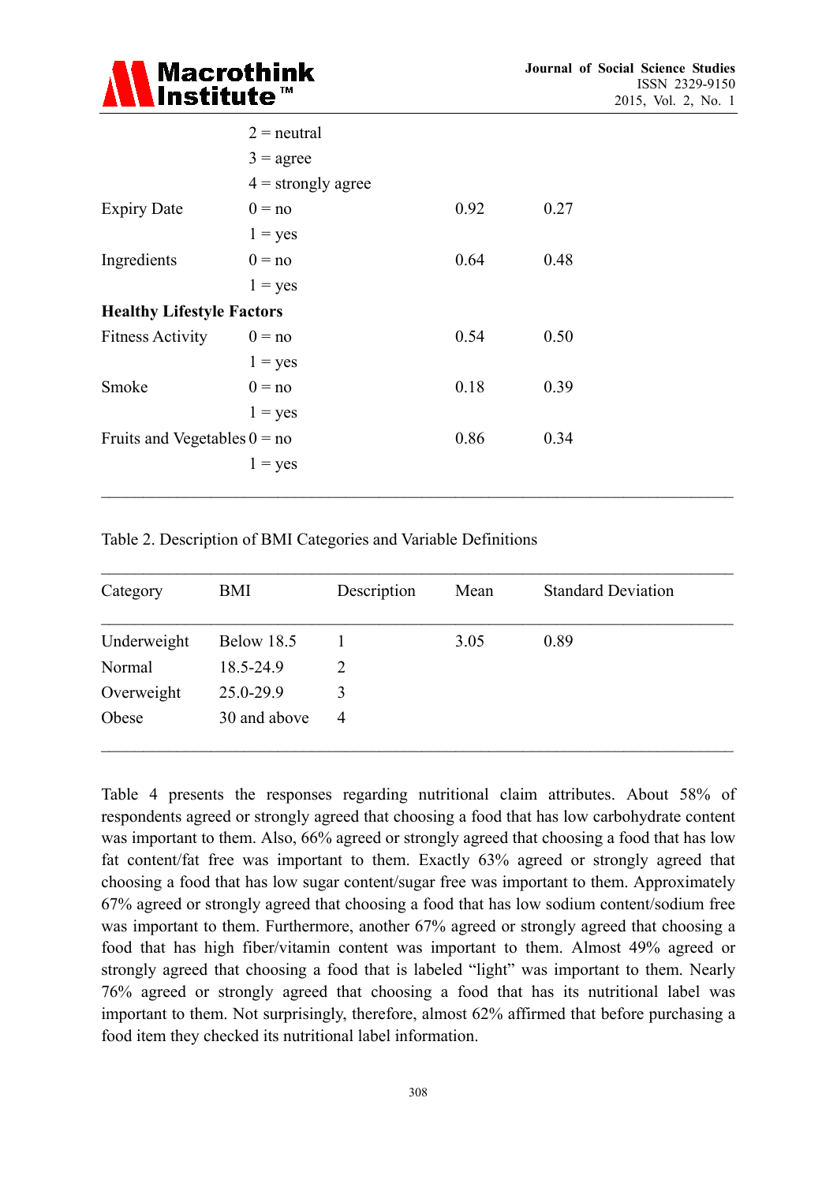| | | | |
|---|---|---|---|
| | 2 = neutral | | |
| | 3 = agree | | |
| | 4 = strongly agree | | |
| Expiry Date | 0 = no | 0.92 | 0.27 |
| | 1 = yes | | |
| Ingredients | 0 = no | 0.64 | 0.48 |
| | 1 = yes | | |
| **Healthy Lifestyle Factors** | | | |
| Fitness Activity | 0 = no | 0.54 | 0.50 |
| | 1 = yes | | |
| Smoke | 0 = no | 0.18 | 0.39 |
| | 1 = yes | | |
| Fruits and Vegetables | 0 = no | 0.86 | 0.34 |
| | 1 = yes | | |

Table 2. Description of BMI Categories and Variable Definitions

| Category | BMI | Description | Mean | Standard Deviation |
|---|---|---|---|---|
| Underweight | Below 18.5 | 1 | 3.05 | 0.89 |
| Normal | 18.5-24.9 | 2 | | |
| Overweight | 25.0-29.9 | 3 | | |
| Obese | 30 and above | 4 | | |

Table 4 presents the responses regarding nutritional claim attributes. About 58% of respondents agreed or strongly agreed that choosing a food that has low carbohydrate content was important to them. Also, 66% agreed or strongly agreed that choosing a food that has low fat content/fat free was important to them. Exactly 63% agreed or strongly agreed that choosing a food that has low sugar content/sugar free was important to them. Approximately 67% agreed or strongly agreed that choosing a food that has low sodium content/sodium free was important to them. Furthermore, another 67% agreed or strongly agreed that choosing a food that has high fiber/vitamin content was important to them. Almost 49% agreed or strongly agreed that choosing a food that is labeled "light" was important to them. Nearly 76% agreed or strongly agreed that choosing a food that has its nutritional label was important to them. Not surprisingly, therefore, almost 62% affirmed that before purchasing a food item they checked its nutritional label information.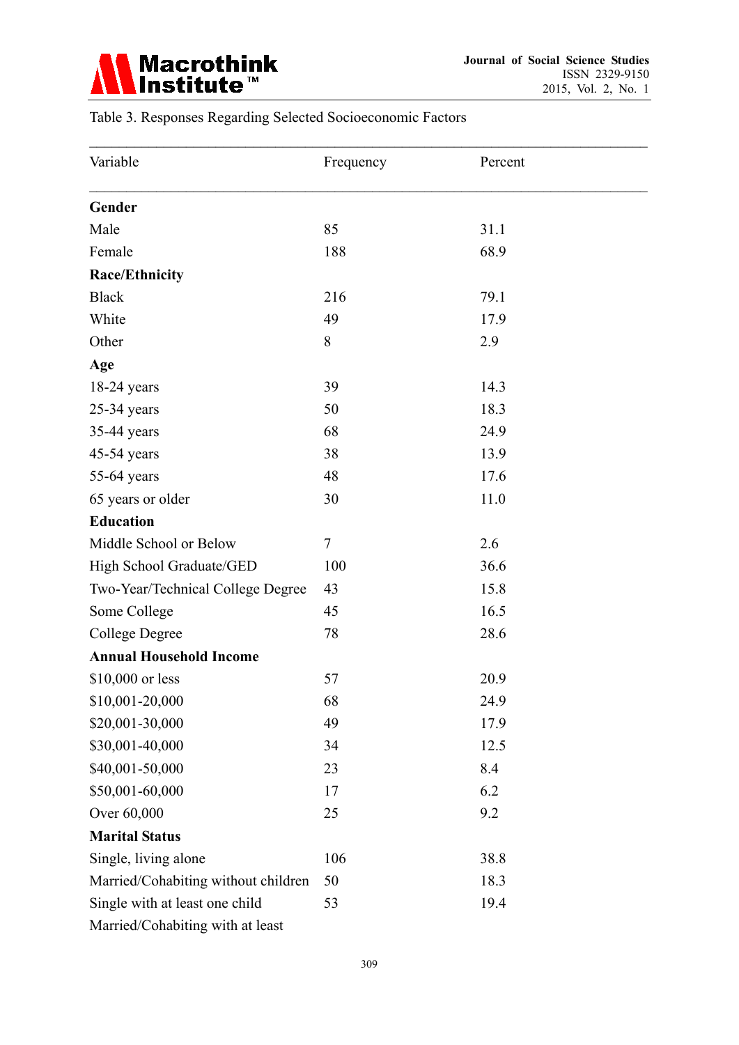Table 3. Responses Regarding Selected Socioeconomic Factors

| Variable | Frequency | Percent |
|---|---|---|
| **Gender** | | |
| Male | 85 | 31.1 |
| Female | 188 | 68.9 |
| **Race/Ethnicity** | | |
| Black | 216 | 79.1 |
| White | 49 | 17.9 |
| Other | 8 | 2.9 |
| **Age** | | |
| 18-24 years | 39 | 14.3 |
| 25-34 years | 50 | 18.3 |
| 35-44 years | 68 | 24.9 |
| 45-54 years | 38 | 13.9 |
| 55-64 years | 48 | 17.6 |
| 65 years or older | 30 | 11.0 |
| **Education** | | |
| Middle School or Below | 7 | 2.6 |
| High School Graduate/GED | 100 | 36.6 |
| Two-Year/Technical College Degree | 43 | 15.8 |
| Some College | 45 | 16.5 |
| College Degree | 78 | 28.6 |
| **Annual Household Income** | | |
| $10,000 or less | 57 | 20.9 |
| $10,001-20,000 | 68 | 24.9 |
| $20,001-30,000 | 49 | 17.9 |
| $30,001-40,000 | 34 | 12.5 |
| $40,001-50,000 | 23 | 8.4 |
| $50,001-60,000 | 17 | 6.2 |
| Over 60,000 | 25 | 9.2 |
| **Marital Status** | | |
| Single, living alone | 106 | 38.8 |
| Married/Cohabiting without children | 50 | 18.3 |
| Single with at least one child | 53 | 19.4 |
| Married/Cohabiting with at least | | |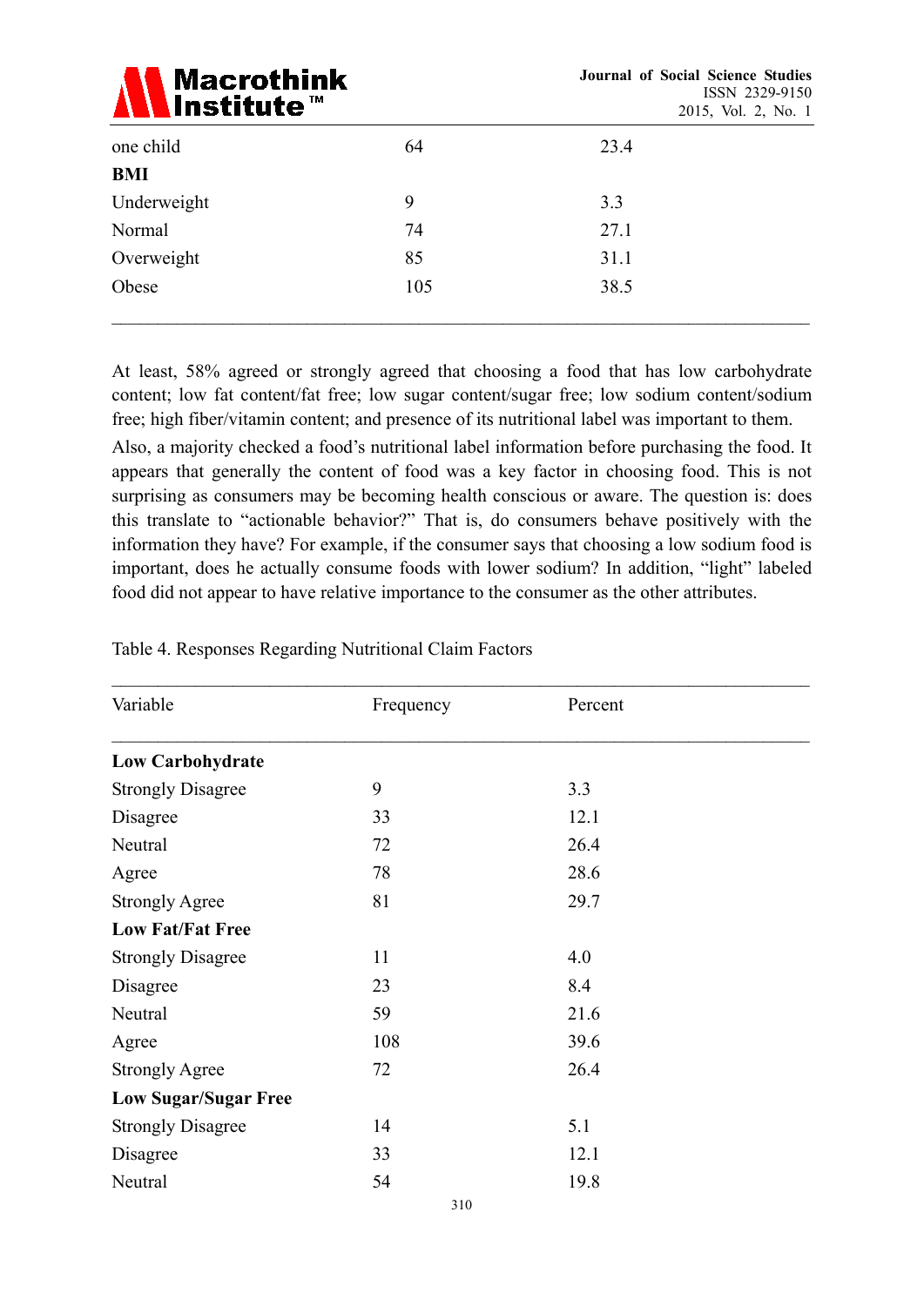| | | |
|---|---|---|
| one child | 64 | 23.4 |
| **BMI** | | |
| Underweight | 9 | 3.3 |
| Normal | 74 | 27.1 |
| Overweight | 85 | 31.1 |
| Obese | 105 | 38.5 |

At least, 58% agreed or strongly agreed that choosing a food that has low carbohydrate content; low fat content/fat free; low sugar content/sugar free; low sodium content/sodium free; high fiber/vitamin content; and presence of its nutritional label was important to them. Also, a majority checked a food's nutritional label information before purchasing the food. It appears that generally the content of food was a key factor in choosing food. This is not surprising as consumers may be becoming health conscious or aware. The question is: does this translate to "actionable behavior?" That is, do consumers behave positively with the information they have? For example, if the consumer says that choosing a low sodium food is important, does he actually consume foods with lower sodium? In addition, "light" labeled food did not appear to have relative importance to the consumer as the other attributes.

Table 4. Responses Regarding Nutritional Claim Factors

| Variable | Frequency | Percent |
|---|---|---|
| **Low Carbohydrate** | | |
| Strongly Disagree | 9 | 3.3 |
| Disagree | 33 | 12.1 |
| Neutral | 72 | 26.4 |
| Agree | 78 | 28.6 |
| Strongly Agree | 81 | 29.7 |
| **Low Fat/Fat Free** | | |
| Strongly Disagree | 11 | 4.0 |
| Disagree | 23 | 8.4 |
| Neutral | 59 | 21.6 |
| Agree | 108 | 39.6 |
| Strongly Agree | 72 | 26.4 |
| **Low Sugar/Sugar Free** | | |
| Strongly Disagree | 14 | 5.1 |
| Disagree | 33 | 12.1 |
| Neutral | 54 | 19.8 |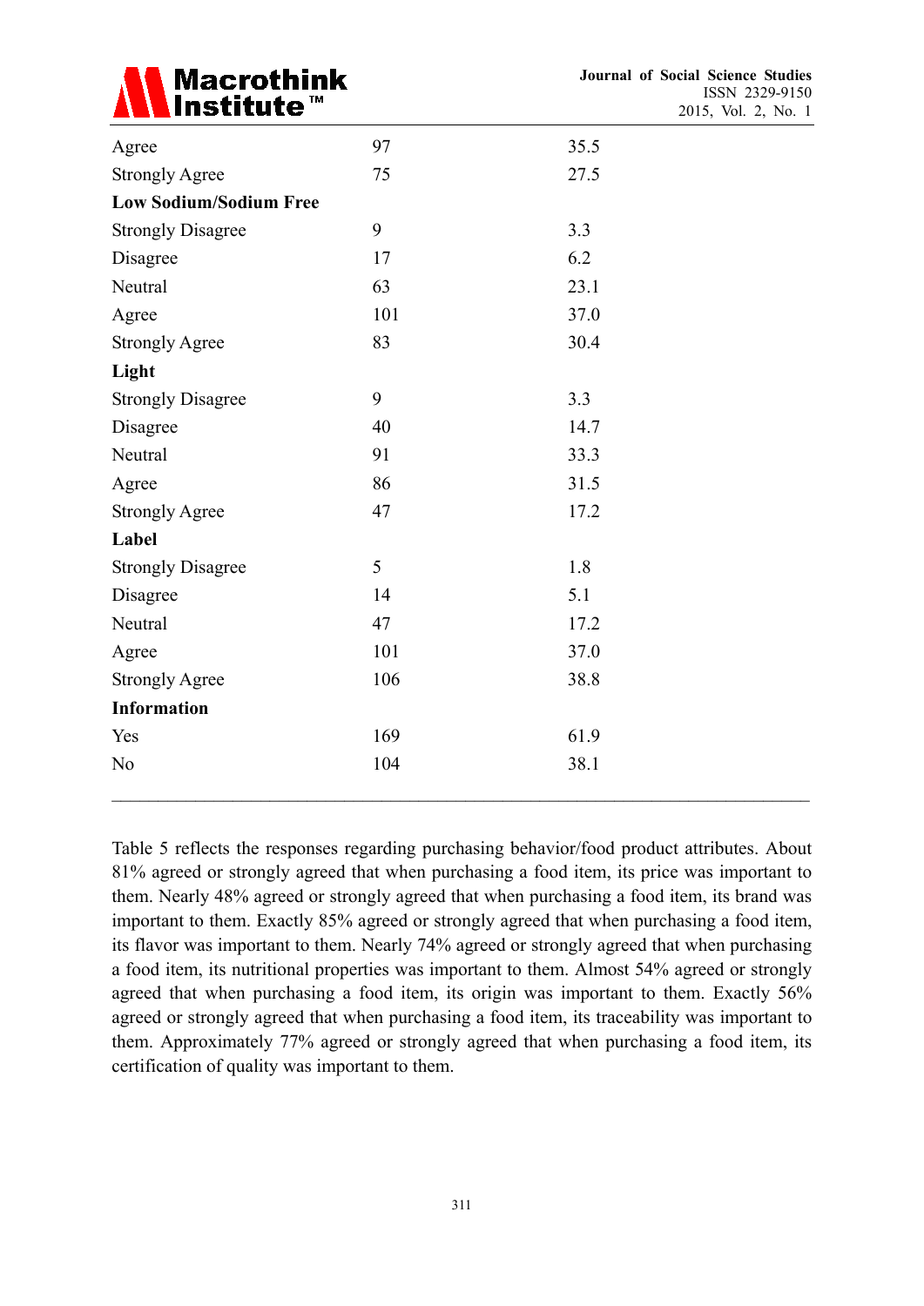| | | |
|---|---|---|
| Agree | 97 | 35.5 |
| Strongly Agree | 75 | 27.5 |
| **Low Sodium/Sodium Free** | | |
| Strongly Disagree | 9 | 3.3 |
| Disagree | 17 | 6.2 |
| Neutral | 63 | 23.1 |
| Agree | 101 | 37.0 |
| Strongly Agree | 83 | 30.4 |
| **Light** | | |
| Strongly Disagree | 9 | 3.3 |
| Disagree | 40 | 14.7 |
| Neutral | 91 | 33.3 |
| Agree | 86 | 31.5 |
| Strongly Agree | 47 | 17.2 |
| **Label** | | |
| Strongly Disagree | 5 | 1.8 |
| Disagree | 14 | 5.1 |
| Neutral | 47 | 17.2 |
| Agree | 101 | 37.0 |
| Strongly Agree | 106 | 38.8 |
| **Information** | | |
| Yes | 169 | 61.9 |
| No | 104 | 38.1 |

Table 5 reflects the responses regarding purchasing behavior/food product attributes. About 81% agreed or strongly agreed that when purchasing a food item, its price was important to them. Nearly 48% agreed or strongly agreed that when purchasing a food item, its brand was important to them. Exactly 85% agreed or strongly agreed that when purchasing a food item, its flavor was important to them. Nearly 74% agreed or strongly agreed that when purchasing a food item, its nutritional properties was important to them. Almost 54% agreed or strongly agreed that when purchasing a food item, its origin was important to them. Exactly 56% agreed or strongly agreed that when purchasing a food item, its traceability was important to them. Approximately 77% agreed or strongly agreed that when purchasing a food item, its certification of quality was important to them.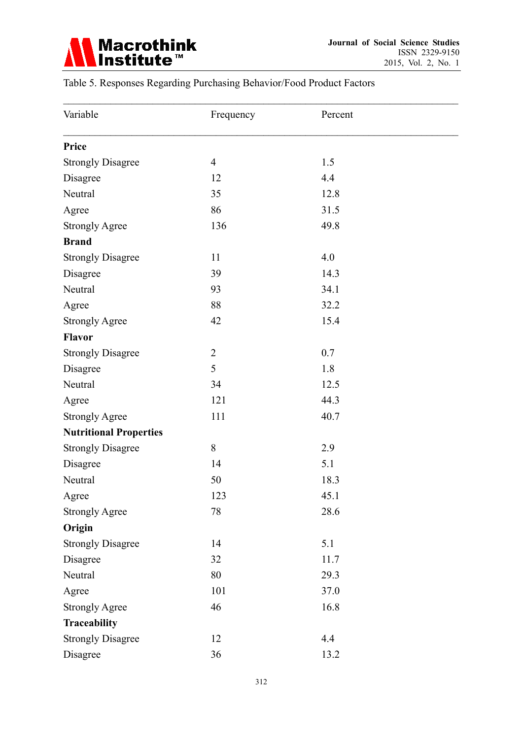Table 5. Responses Regarding Purchasing Behavior/Food Product Factors

| Variable | Frequency | Percent |
|---|---|---|
| **Price** | | |
| Strongly Disagree | 4 | 1.5 |
| Disagree | 12 | 4.4 |
| Neutral | 35 | 12.8 |
| Agree | 86 | 31.5 |
| Strongly Agree | 136 | 49.8 |
| **Brand** | | |
| Strongly Disagree | 11 | 4.0 |
| Disagree | 39 | 14.3 |
| Neutral | 93 | 34.1 |
| Agree | 88 | 32.2 |
| Strongly Agree | 42 | 15.4 |
| **Flavor** | | |
| Strongly Disagree | 2 | 0.7 |
| Disagree | 5 | 1.8 |
| Neutral | 34 | 12.5 |
| Agree | 121 | 44.3 |
| Strongly Agree | 111 | 40.7 |
| **Nutritional Properties** | | |
| Strongly Disagree | 8 | 2.9 |
| Disagree | 14 | 5.1 |
| Neutral | 50 | 18.3 |
| Agree | 123 | 45.1 |
| Strongly Agree | 78 | 28.6 |
| **Origin** | | |
| Strongly Disagree | 14 | 5.1 |
| Disagree | 32 | 11.7 |
| Neutral | 80 | 29.3 |
| Agree | 101 | 37.0 |
| Strongly Agree | 46 | 16.8 |
| **Traceability** | | |
| Strongly Disagree | 12 | 4.4 |
| Disagree | 36 | 13.2 |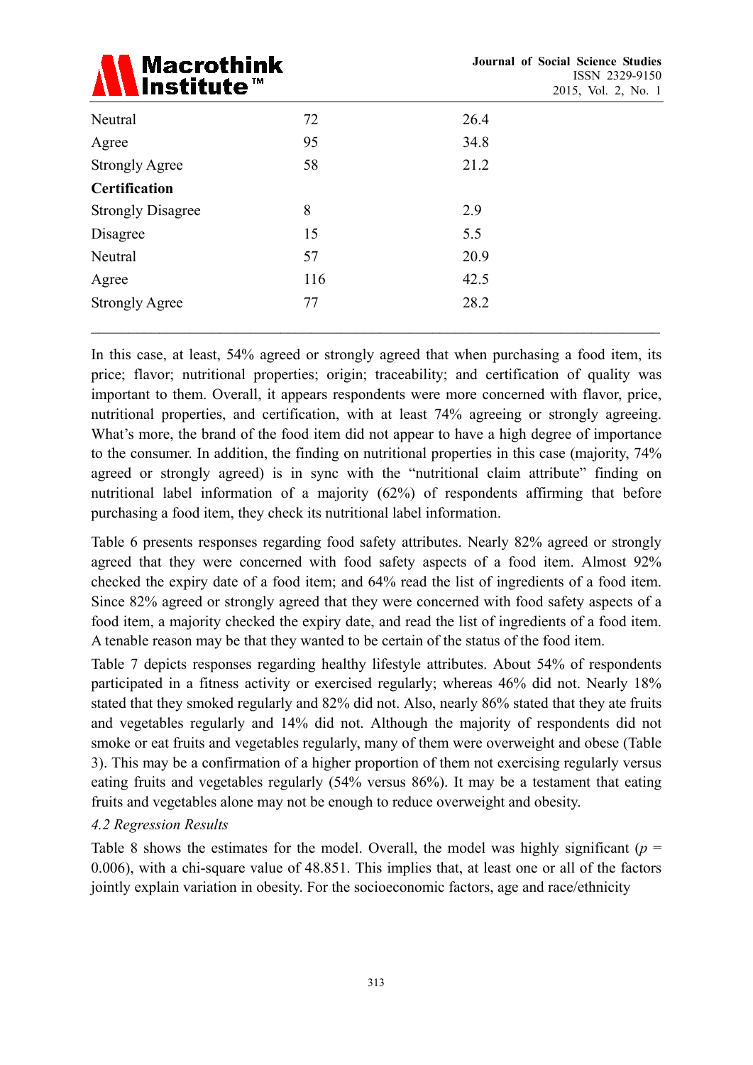| | | |
|---|---|---|
| Neutral | 72 | 26.4 |
| Agree | 95 | 34.8 |
| Strongly Agree | 58 | 21.2 |
| **Certification** | | |
| Strongly Disagree | 8 | 2.9 |
| Disagree | 15 | 5.5 |
| Neutral | 57 | 20.9 |
| Agree | 116 | 42.5 |
| Strongly Agree | 77 | 28.2 |

In this case, at least, 54% agreed or strongly agreed that when purchasing a food item, its price; flavor; nutritional properties; origin; traceability; and certification of quality was important to them. Overall, it appears respondents were more concerned with flavor, price, nutritional properties, and certification, with at least 74% agreeing or strongly agreeing. What's more, the brand of the food item did not appear to have a high degree of importance to the consumer. In addition, the finding on nutritional properties in this case (majority, 74% agreed or strongly agreed) is in sync with the "nutritional claim attribute" finding on nutritional label information of a majority (62%) of respondents affirming that before purchasing a food item, they check its nutritional label information.

Table 6 presents responses regarding food safety attributes. Nearly 82% agreed or strongly agreed that they were concerned with food safety aspects of a food item. Almost 92% checked the expiry date of a food item; and 64% read the list of ingredients of a food item. Since 82% agreed or strongly agreed that they were concerned with food safety aspects of a food item, a majority checked the expiry date, and read the list of ingredients of a food item. A tenable reason may be that they wanted to be certain of the status of the food item.

Table 7 depicts responses regarding healthy lifestyle attributes. About 54% of respondents participated in a fitness activity or exercised regularly; whereas 46% did not. Nearly 18% stated that they smoked regularly and 82% did not. Also, nearly 86% stated that they ate fruits and vegetables regularly and 14% did not. Although the majority of respondents did not smoke or eat fruits and vegetables regularly, many of them were overweight and obese (Table 3). This may be a confirmation of a higher proportion of them not exercising regularly versus eating fruits and vegetables regularly (54% versus 86%). It may be a testament that eating fruits and vegetables alone may not be enough to reduce overweight and obesity.

### *4.2 Regression Results*

Table 8 shows the estimates for the model. Overall, the model was highly significant ($p$ = 0.006), with a chi-square value of 48.851. This implies that, at least one or all of the factors jointly explain variation in obesity. For the socioeconomic factors, age and race/ethnicity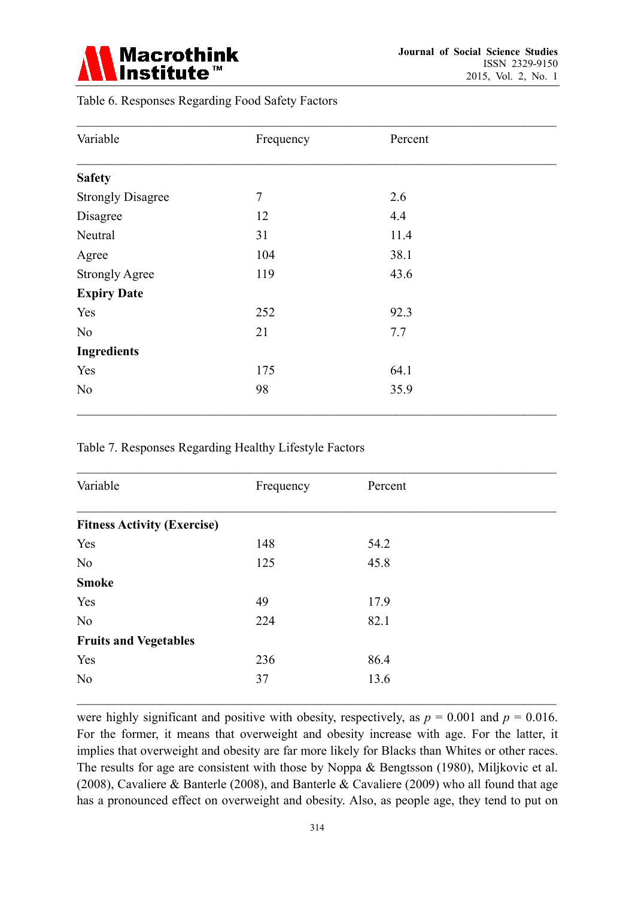Table 6. Responses Regarding Food Safety Factors

| Variable | Frequency | Percent |
|---|---|---|
| **Safety** | | |
| Strongly Disagree | 7 | 2.6 |
| Disagree | 12 | 4.4 |
| Neutral | 31 | 11.4 |
| Agree | 104 | 38.1 |
| Strongly Agree | 119 | 43.6 |
| **Expiry Date** | | |
| Yes | 252 | 92.3 |
| No | 21 | 7.7 |
| **Ingredients** | | |
| Yes | 175 | 64.1 |
| No | 98 | 35.9 |

Table 7. Responses Regarding Healthy Lifestyle Factors

| Variable | Frequency | Percent |
|---|---|---|
| **Fitness Activity (Exercise)** | | |
| Yes | 148 | 54.2 |
| No | 125 | 45.8 |
| **Smoke** | | |
| Yes | 49 | 17.9 |
| No | 224 | 82.1 |
| **Fruits and Vegetables** | | |
| Yes | 236 | 86.4 |
| No | 37 | 13.6 |

were highly significant and positive with obesity, respectively, as $p = 0.001$ and $p = 0.016$. For the former, it means that overweight and obesity increase with age. For the latter, it implies that overweight and obesity are far more likely for Blacks than Whites or other races. The results for age are consistent with those by Noppa & Bengtsson (1980), Miljkovic et al. (2008), Cavaliere & Banterle (2008), and Banterle & Cavaliere (2009) who all found that age has a pronounced effect on overweight and obesity. Also, as people age, they tend to put on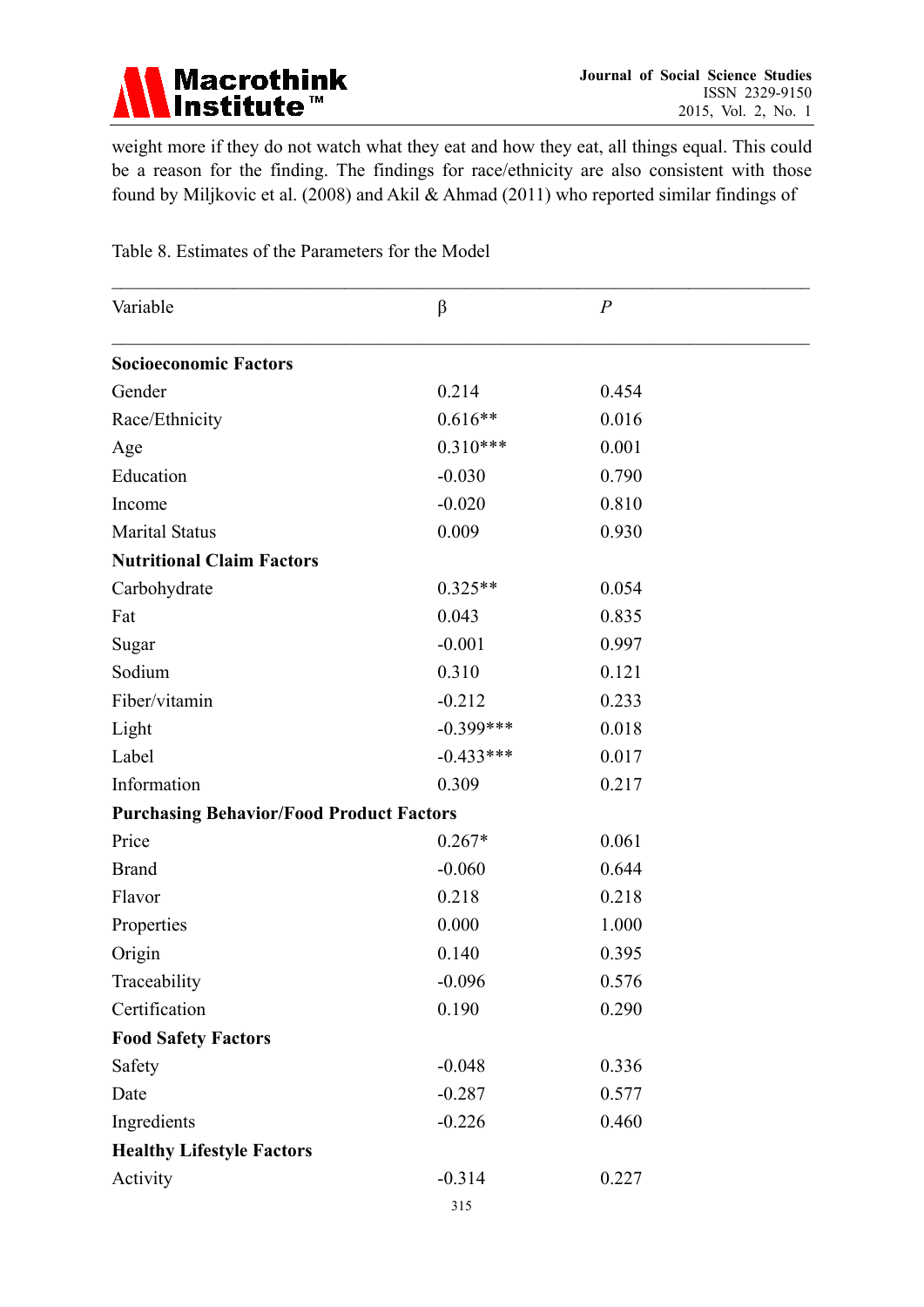weight more if they do not watch what they eat and how they eat, all things equal. This could be a reason for the finding. The findings for race/ethnicity are also consistent with those found by Miljkovic et al. (2008) and Akil & Ahmad (2011) who reported similar findings of

Table 8. Estimates of the Parameters for the Model

| Variable | β | *P* |
|---|---|---|
| **Socioeconomic Factors** | | |
| Gender | 0.214 | 0.454 |
| Race/Ethnicity | 0.616** | 0.016 |
| Age | 0.310*** | 0.001 |
| Education | -0.030 | 0.790 |
| Income | -0.020 | 0.810 |
| Marital Status | 0.009 | 0.930 |
| **Nutritional Claim Factors** | | |
| Carbohydrate | 0.325** | 0.054 |
| Fat | 0.043 | 0.835 |
| Sugar | -0.001 | 0.997 |
| Sodium | 0.310 | 0.121 |
| Fiber/vitamin | -0.212 | 0.233 |
| Light | -0.399*** | 0.018 |
| Label | -0.433*** | 0.017 |
| Information | 0.309 | 0.217 |
| **Purchasing Behavior/Food Product Factors** | | |
| Price | 0.267* | 0.061 |
| Brand | -0.060 | 0.644 |
| Flavor | 0.218 | 0.218 |
| Properties | 0.000 | 1.000 |
| Origin | 0.140 | 0.395 |
| Traceability | -0.096 | 0.576 |
| Certification | 0.190 | 0.290 |
| **Food Safety Factors** | | |
| Safety | -0.048 | 0.336 |
| Date | -0.287 | 0.577 |
| Ingredients | -0.226 | 0.460 |
| **Healthy Lifestyle Factors** | | |
| Activity | -0.314 | 0.227 |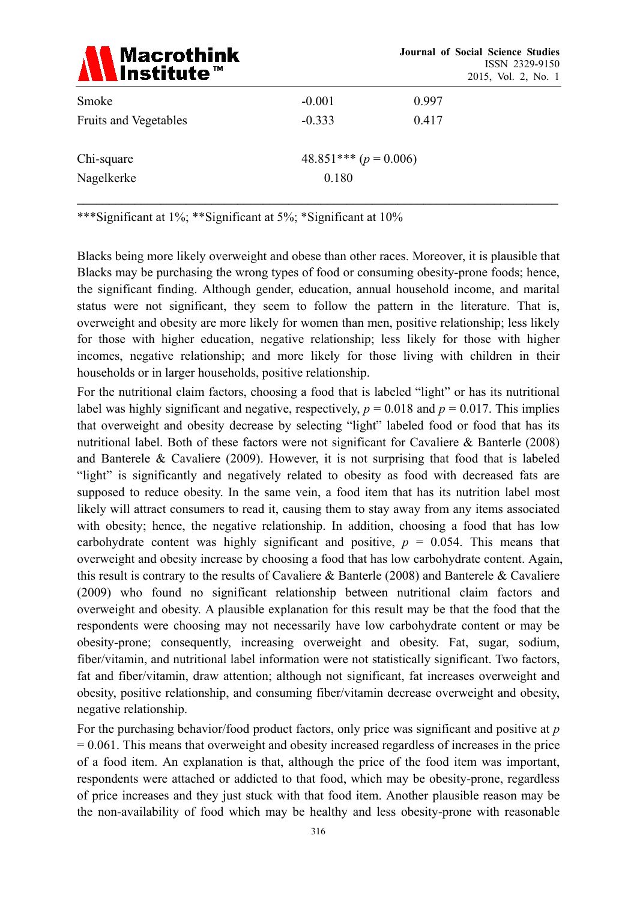| | | |
|---|---|---|
| Smoke | -0.001 | 0.997 |
| Fruits and Vegetables | -0.333 | 0.417 |
| | | |
| Chi-square | 48.851*** ($p = 0.006$) | |
| Nagelkerke | 0.180 | |

***Significant at 1%; **Significant at 5%; *Significant at 10%

Blacks being more likely overweight and obese than other races. Moreover, it is plausible that Blacks may be purchasing the wrong types of food or consuming obesity-prone foods; hence, the significant finding. Although gender, education, annual household income, and marital status were not significant, they seem to follow the pattern in the literature. That is, overweight and obesity are more likely for women than men, positive relationship; less likely for those with higher education, negative relationship; less likely for those with higher incomes, negative relationship; and more likely for those living with children in their households or in larger households, positive relationship.

For the nutritional claim factors, choosing a food that is labeled "light" or has its nutritional label was highly significant and negative, respectively, $p = 0.018$ and $p = 0.017$. This implies that overweight and obesity decrease by selecting "light" labeled food or food that has its nutritional label. Both of these factors were not significant for Cavaliere & Banterle (2008) and Banterele & Cavaliere (2009). However, it is not surprising that food that is labeled "light" is significantly and negatively related to obesity as food with decreased fats are supposed to reduce obesity. In the same vein, a food item that has its nutrition label most likely will attract consumers to read it, causing them to stay away from any items associated with obesity; hence, the negative relationship. In addition, choosing a food that has low carbohydrate content was highly significant and positive, $p = 0.054$. This means that overweight and obesity increase by choosing a food that has low carbohydrate content. Again, this result is contrary to the results of Cavaliere & Banterle (2008) and Banterele & Cavaliere (2009) who found no significant relationship between nutritional claim factors and overweight and obesity. A plausible explanation for this result may be that the food that the respondents were choosing may not necessarily have low carbohydrate content or may be obesity-prone; consequently, increasing overweight and obesity. Fat, sugar, sodium, fiber/vitamin, and nutritional label information were not statistically significant. Two factors, fat and fiber/vitamin, draw attention; although not significant, fat increases overweight and obesity, positive relationship, and consuming fiber/vitamin decrease overweight and obesity, negative relationship.

For the purchasing behavior/food product factors, only price was significant and positive at $p = 0.061$. This means that overweight and obesity increased regardless of increases in the price of a food item. An explanation is that, although the price of the food item was important, respondents were attached or addicted to that food, which may be obesity-prone, regardless of price increases and they just stuck with that food item. Another plausible reason may be the non-availability of food which may be healthy and less obesity-prone with reasonable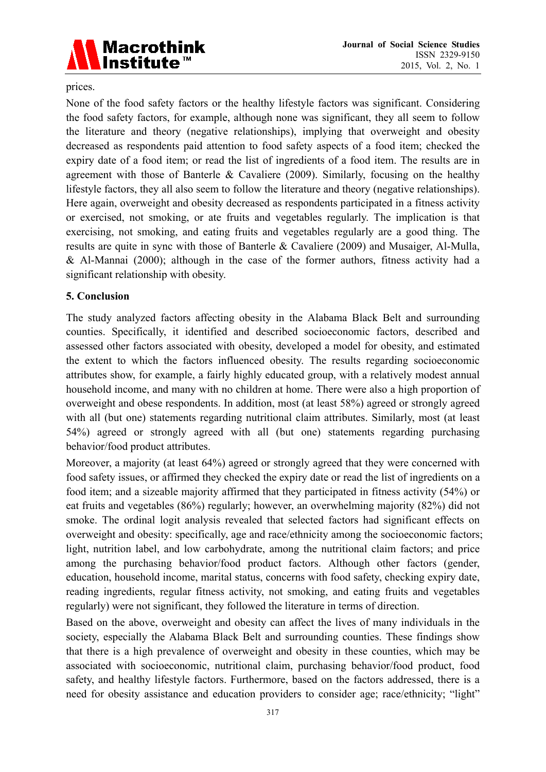prices.

None of the food safety factors or the healthy lifestyle factors was significant. Considering the food safety factors, for example, although none was significant, they all seem to follow the literature and theory (negative relationships), implying that overweight and obesity decreased as respondents paid attention to food safety aspects of a food item; checked the expiry date of a food item; or read the list of ingredients of a food item. The results are in agreement with those of Banterle & Cavaliere (2009). Similarly, focusing on the healthy lifestyle factors, they all also seem to follow the literature and theory (negative relationships). Here again, overweight and obesity decreased as respondents participated in a fitness activity or exercised, not smoking, or ate fruits and vegetables regularly. The implication is that exercising, not smoking, and eating fruits and vegetables regularly are a good thing. The results are quite in sync with those of Banterle & Cavaliere (2009) and Musaiger, Al-Mulla, & Al-Mannai (2000); although in the case of the former authors, fitness activity had a significant relationship with obesity.

## 5. Conclusion

The study analyzed factors affecting obesity in the Alabama Black Belt and surrounding counties. Specifically, it identified and described socioeconomic factors, described and assessed other factors associated with obesity, developed a model for obesity, and estimated the extent to which the factors influenced obesity. The results regarding socioeconomic attributes show, for example, a fairly highly educated group, with a relatively modest annual household income, and many with no children at home. There were also a high proportion of overweight and obese respondents. In addition, most (at least 58%) agreed or strongly agreed with all (but one) statements regarding nutritional claim attributes. Similarly, most (at least 54%) agreed or strongly agreed with all (but one) statements regarding purchasing behavior/food product attributes.

Moreover, a majority (at least 64%) agreed or strongly agreed that they were concerned with food safety issues, or affirmed they checked the expiry date or read the list of ingredients on a food item; and a sizeable majority affirmed that they participated in fitness activity (54%) or eat fruits and vegetables (86%) regularly; however, an overwhelming majority (82%) did not smoke. The ordinal logit analysis revealed that selected factors had significant effects on overweight and obesity: specifically, age and race/ethnicity among the socioeconomic factors; light, nutrition label, and low carbohydrate, among the nutritional claim factors; and price among the purchasing behavior/food product factors. Although other factors (gender, education, household income, marital status, concerns with food safety, checking expiry date, reading ingredients, regular fitness activity, not smoking, and eating fruits and vegetables regularly) were not significant, they followed the literature in terms of direction.

Based on the above, overweight and obesity can affect the lives of many individuals in the society, especially the Alabama Black Belt and surrounding counties. These findings show that there is a high prevalence of overweight and obesity in these counties, which may be associated with socioeconomic, nutritional claim, purchasing behavior/food product, food safety, and healthy lifestyle factors. Furthermore, based on the factors addressed, there is a need for obesity assistance and education providers to consider age; race/ethnicity; "light"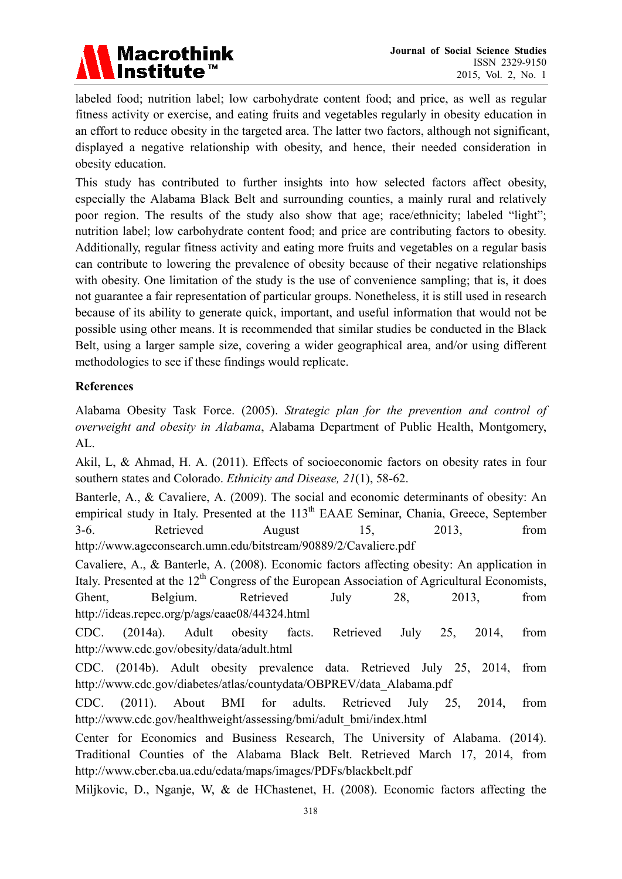labeled food; nutrition label; low carbohydrate content food; and price, as well as regular fitness activity or exercise, and eating fruits and vegetables regularly in obesity education in an effort to reduce obesity in the targeted area. The latter two factors, although not significant, displayed a negative relationship with obesity, and hence, their needed consideration in obesity education.

This study has contributed to further insights into how selected factors affect obesity, especially the Alabama Black Belt and surrounding counties, a mainly rural and relatively poor region. The results of the study also show that age; race/ethnicity; labeled "light"; nutrition label; low carbohydrate content food; and price are contributing factors to obesity. Additionally, regular fitness activity and eating more fruits and vegetables on a regular basis can contribute to lowering the prevalence of obesity because of their negative relationships with obesity. One limitation of the study is the use of convenience sampling; that is, it does not guarantee a fair representation of particular groups. Nonetheless, it is still used in research because of its ability to generate quick, important, and useful information that would not be possible using other means. It is recommended that similar studies be conducted in the Black Belt, using a larger sample size, covering a wider geographical area, and/or using different methodologies to see if these findings would replicate.

## References

Alabama Obesity Task Force. (2005). *Strategic plan for the prevention and control of overweight and obesity in Alabama*, Alabama Department of Public Health, Montgomery, AL.

Akil, L, & Ahmad, H. A. (2011). Effects of socioeconomic factors on obesity rates in four southern states and Colorado. *Ethnicity and Disease, 21*(1), 58-62.

Banterle, A., & Cavaliere, A. (2009). The social and economic determinants of obesity: An empirical study in Italy. Presented at the 113th EAAE Seminar, Chania, Greece, September 3-6. Retrieved August 15, 2013, from http://www.ageconsearch.umn.edu/bitstream/90889/2/Cavaliere.pdf

Cavaliere, A., & Banterle, A. (2008). Economic factors affecting obesity: An application in Italy. Presented at the 12th Congress of the European Association of Agricultural Economists, Ghent, Belgium. Retrieved July 28, 2013, from http://ideas.repec.org/p/ags/eaae08/44324.html

CDC. (2014a). Adult obesity facts. Retrieved July 25, 2014, from http://www.cdc.gov/obesity/data/adult.html

CDC. (2014b). Adult obesity prevalence data. Retrieved July 25, 2014, from http://www.cdc.gov/diabetes/atlas/countydata/OBPREV/data_Alabama.pdf

CDC. (2011). About BMI for adults. Retrieved July 25, 2014, from http://www.cdc.gov/healthweight/assessing/bmi/adult_bmi/index.html

Center for Economics and Business Research, The University of Alabama. (2014). Traditional Counties of the Alabama Black Belt. Retrieved March 17, 2014, from http://www.cber.cba.ua.edu/edata/maps/images/PDFs/blackbelt.pdf

Miljkovic, D., Nganje, W, & de HChastenet, H. (2008). Economic factors affecting the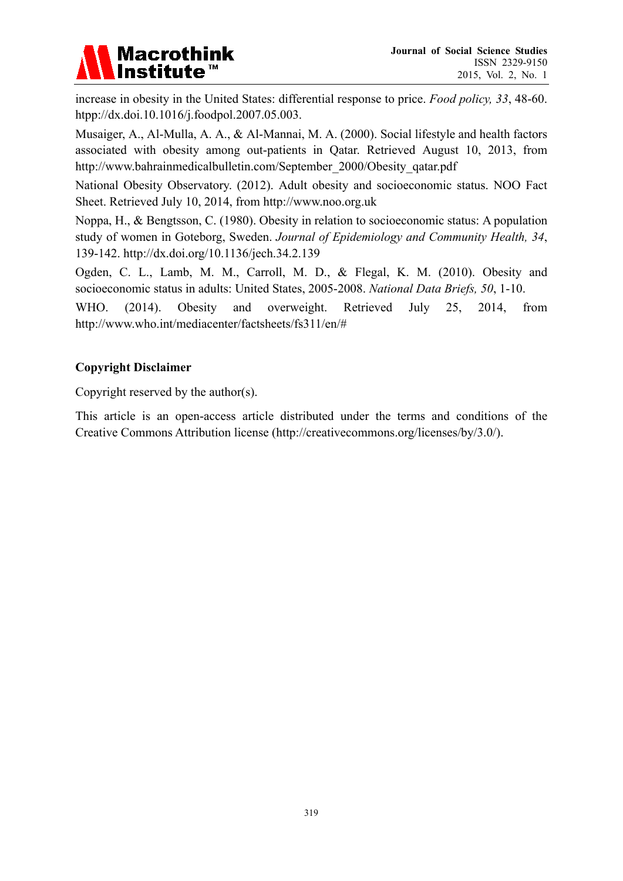increase in obesity in the United States: differential response to price. *Food policy, 33*, 48-60. htpp://dx.doi.10.1016/j.foodpol.2007.05.003.

Musaiger, A., Al-Mulla, A. A., & Al-Mannai, M. A. (2000). Social lifestyle and health factors associated with obesity among out-patients in Qatar. Retrieved August 10, 2013, from http://www.bahrainmedicalbulletin.com/September_2000/Obesity_qatar.pdf

National Obesity Observatory. (2012). Adult obesity and socioeconomic status. NOO Fact Sheet. Retrieved July 10, 2014, from http://www.noo.org.uk

Noppa, H., & Bengtsson, C. (1980). Obesity in relation to socioeconomic status: A population study of women in Goteborg, Sweden. *Journal of Epidemiology and Community Health, 34*, 139-142. http://dx.doi.org/10.1136/jech.34.2.139

Ogden, C. L., Lamb, M. M., Carroll, M. D., & Flegal, K. M. (2010). Obesity and socioeconomic status in adults: United States, 2005-2008. *National Data Briefs, 50*, 1-10.

WHO. (2014). Obesity and overweight. Retrieved July 25, 2014, from http://www.who.int/mediacenter/factsheets/fs311/en/#

**Copyright Disclaimer**

Copyright reserved by the author(s).

This article is an open-access article distributed under the terms and conditions of the Creative Commons Attribution license (http://creativecommons.org/licenses/by/3.0/).